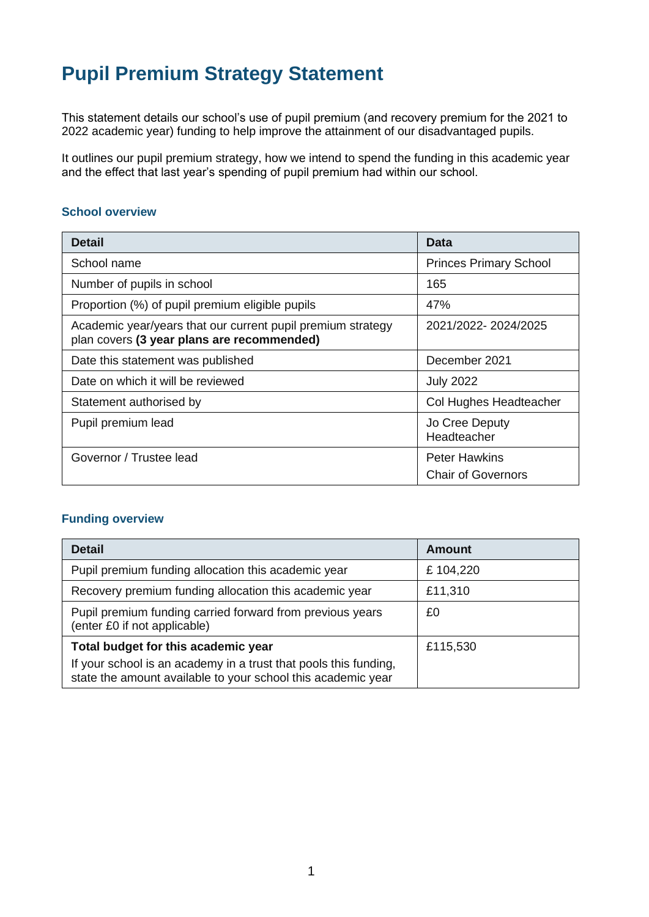# Pupil Premium Strategy Statement

This statement details our school's use of pupil premium (and recovery premium for the 2021 to 2022 academic year) funding to help improve the attainment of our disadvantaged pupils.

It outlines our pupil premium strategy, how we intend to spend the funding in this academic year and the effect that last year's spending of pupil premium had within our school.

### School overview

| Detail | Data |
|---|---|
| School name | Princes Primary School |
| Number of pupils in school | 165 |
| Proportion (%) of pupil premium eligible pupils | 47% |
| Academic year/years that our current pupil premium strategy plan covers **(3 year plans are recommended)** | 2021/2022- 2024/2025 |
| Date this statement was published | December 2021 |
| Date on which it will be reviewed | July 2022 |
| Statement authorised by | Col Hughes Headteacher |
| Pupil premium lead | Jo Cree Deputy Headteacher |
| Governor / Trustee lead | Peter Hawkins<br>Chair of Governors |

### Funding overview

| Detail | Amount |
|---|---|
| Pupil premium funding allocation this academic year | £ 104,220 |
| Recovery premium funding allocation this academic year | £11,310 |
| Pupil premium funding carried forward from previous years (enter £0 if not applicable) | £0 |
| **Total budget for this academic year**<br>If your school is an academy in a trust that pools this funding, state the amount available to your school this academic year | £115,530 |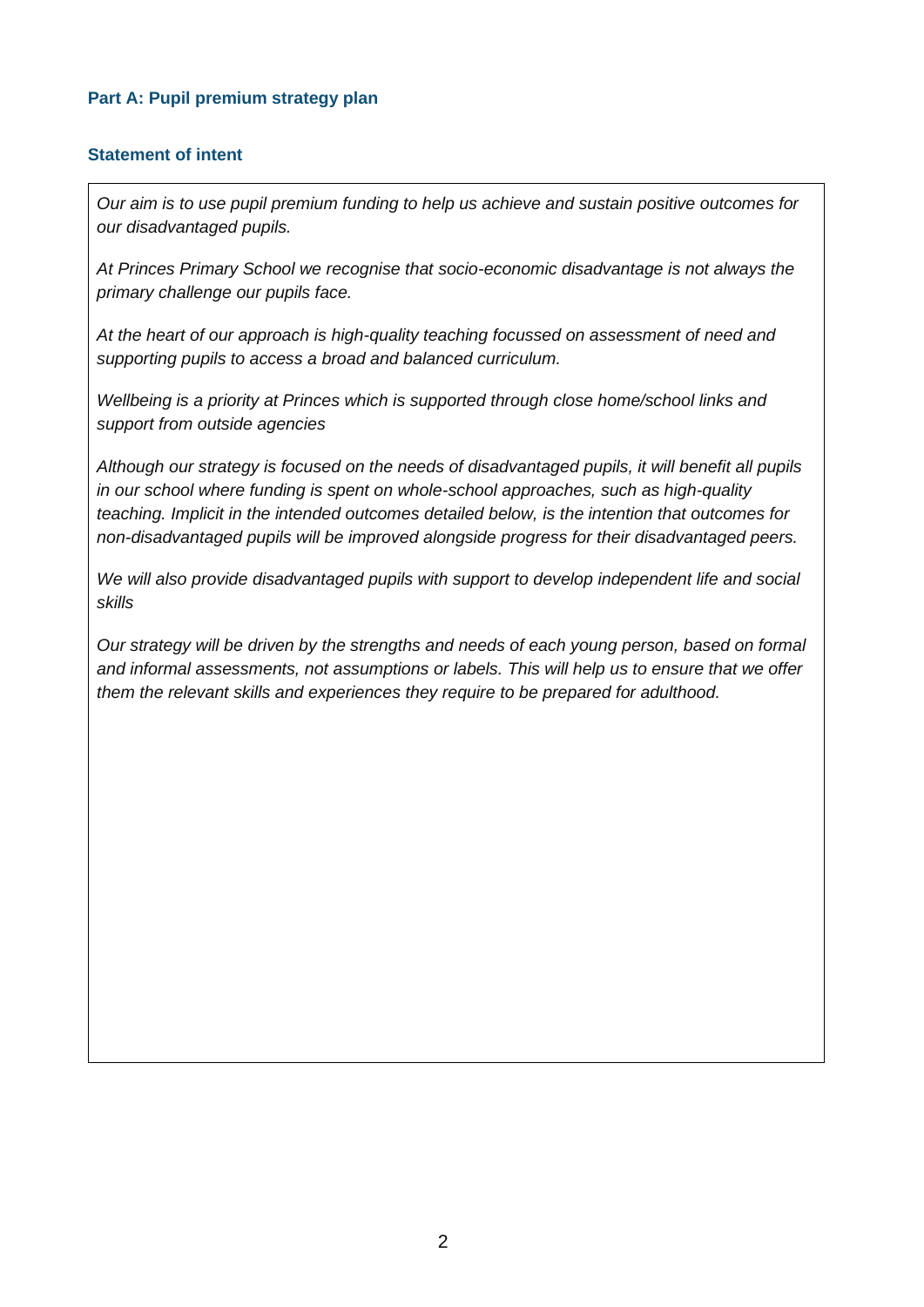### Part A: Pupil premium strategy plan

### Statement of intent

*Our aim is to use pupil premium funding to help us achieve and sustain positive outcomes for our disadvantaged pupils.*

*At Princes Primary School we recognise that socio-economic disadvantage is not always the primary challenge our pupils face.*

*At the heart of our approach is high-quality teaching focussed on assessment of need and supporting pupils to access a broad and balanced curriculum.*

*Wellbeing is a priority at Princes which is supported through close home/school links and support from outside agencies*

*Although our strategy is focused on the needs of disadvantaged pupils, it will benefit all pupils in our school where funding is spent on whole-school approaches, such as high-quality teaching. Implicit in the intended outcomes detailed below, is the intention that outcomes for non-disadvantaged pupils will be improved alongside progress for their disadvantaged peers.*

*We will also provide disadvantaged pupils with support to develop independent life and social skills*

*Our strategy will be driven by the strengths and needs of each young person, based on formal and informal assessments, not assumptions or labels. This will help us to ensure that we offer them the relevant skills and experiences they require to be prepared for adulthood.*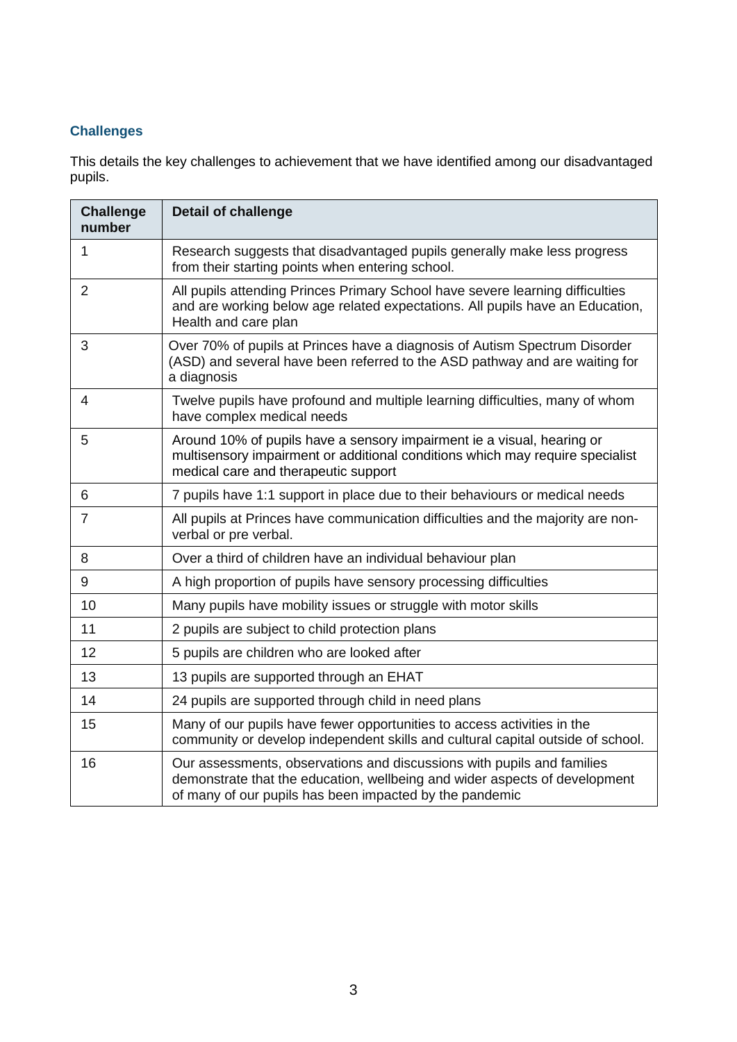## Challenges

This details the key challenges to achievement that we have identified among our disadvantaged pupils.

| Challenge number | Detail of challenge |
|---|---|
| 1 | Research suggests that disadvantaged pupils generally make less progress from their starting points when entering school. |
| 2 | All pupils attending Princes Primary School have severe learning difficulties and are working below age related expectations. All pupils have an Education, Health and care plan |
| 3 | Over 70% of pupils at Princes have a diagnosis of Autism Spectrum Disorder (ASD) and several have been referred to the ASD pathway and are waiting for a diagnosis |
| 4 | Twelve pupils have profound and multiple learning difficulties, many of whom have complex medical needs |
| 5 | Around 10% of pupils have a sensory impairment ie a visual, hearing or multisensory impairment or additional conditions which may require specialist medical care and therapeutic support |
| 6 | 7 pupils have 1:1 support in place due to their behaviours or medical needs |
| 7 | All pupils at Princes have communication difficulties and the majority are non-verbal or pre verbal. |
| 8 | Over a third of children have an individual behaviour plan |
| 9 | A high proportion of pupils have sensory processing difficulties |
| 10 | Many pupils have mobility issues or struggle with motor skills |
| 11 | 2 pupils are subject to child protection plans |
| 12 | 5 pupils are children who are looked after |
| 13 | 13 pupils are supported through an EHAT |
| 14 | 24 pupils are supported through child in need plans |
| 15 | Many of our pupils have fewer opportunities to access activities in the community or develop independent skills and cultural capital outside of school. |
| 16 | Our assessments, observations and discussions with pupils and families demonstrate that the education, wellbeing and wider aspects of development of many of our pupils has been impacted by the pandemic |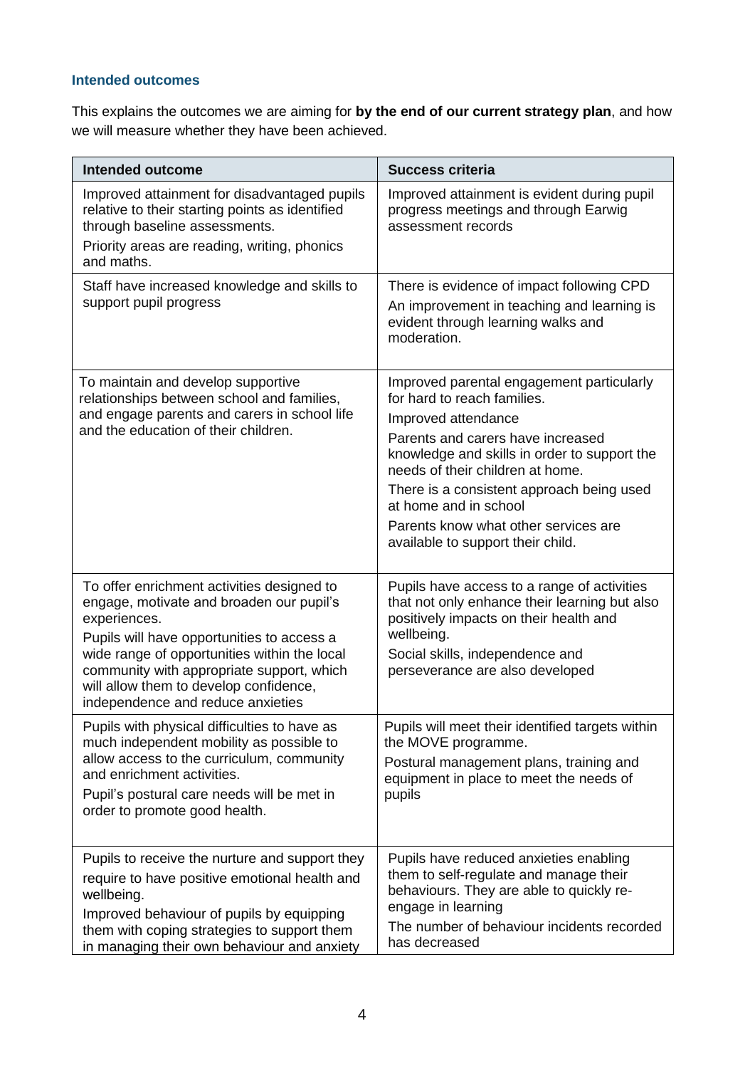### Intended outcomes

This explains the outcomes we are aiming for **by the end of our current strategy plan**, and how we will measure whether they have been achieved.

| Intended outcome | Success criteria |
| --- | --- |
| Improved attainment for disadvantaged pupils relative to their starting points as identified through baseline assessments.<br>Priority areas are reading, writing, phonics and maths. | Improved attainment is evident during pupil progress meetings and through Earwig assessment records |
| Staff have increased knowledge and skills to support pupil progress | There is evidence of impact following CPD<br>An improvement in teaching and learning is evident through learning walks and moderation. |
| To maintain and develop supportive relationships between school and families, and engage parents and carers in school life and the education of their children. | Improved parental engagement particularly for hard to reach families.<br>Improved attendance<br>Parents and carers have increased knowledge and skills in order to support the needs of their children at home.<br>There is a consistent approach being used at home and in school<br>Parents know what other services are available to support their child. |
| To offer enrichment activities designed to engage, motivate and broaden our pupil's experiences.<br>Pupils will have opportunities to access a wide range of opportunities within the local community with appropriate support, which will allow them to develop confidence, independence and reduce anxieties | Pupils have access to a range of activities that not only enhance their learning but also positively impacts on their health and wellbeing.<br>Social skills, independence and perseverance are also developed |
| Pupils with physical difficulties to have as much independent mobility as possible to allow access to the curriculum, community and enrichment activities.<br>Pupil's postural care needs will be met in order to promote good health. | Pupils will meet their identified targets within the MOVE programme.<br>Postural management plans, training and equipment in place to meet the needs of pupils |
| Pupils to receive the nurture and support they require to have positive emotional health and wellbeing.<br>Improved behaviour of pupils by equipping them with coping strategies to support them in managing their own behaviour and anxiety | Pupils have reduced anxieties enabling them to self-regulate and manage their behaviours. They are able to quickly re-engage in learning<br>The number of behaviour incidents recorded has decreased |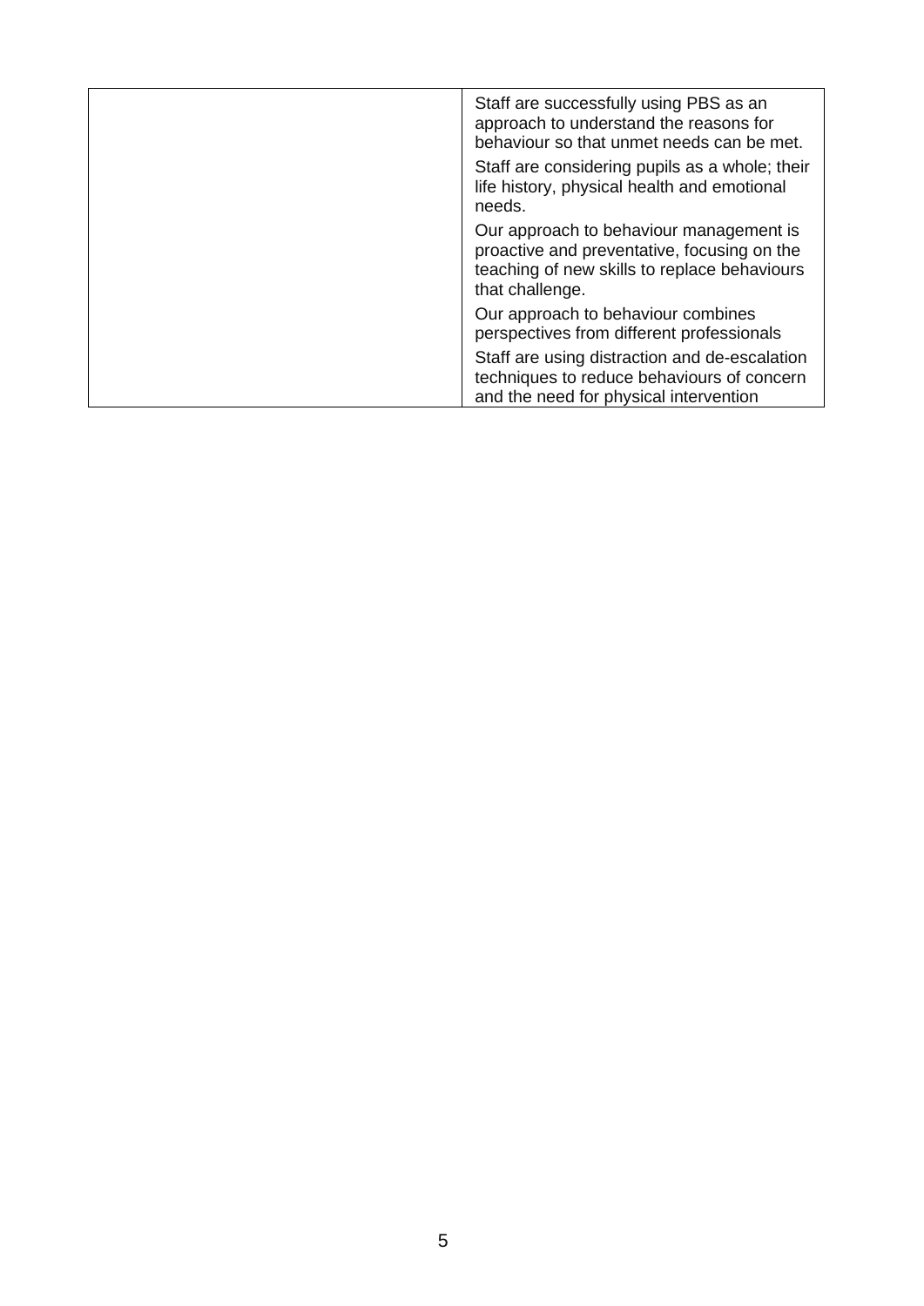| | |
|---|---|
| | Staff are successfully using PBS as an approach to understand the reasons for behaviour so that unmet needs can be met.<br><br>Staff are considering pupils as a whole; their life history, physical health and emotional needs.<br><br>Our approach to behaviour management is proactive and preventative, focusing on the teaching of new skills to replace behaviours that challenge.<br><br>Our approach to behaviour combines perspectives from different professionals<br><br>Staff are using distraction and de-escalation techniques to reduce behaviours of concern and the need for physical intervention |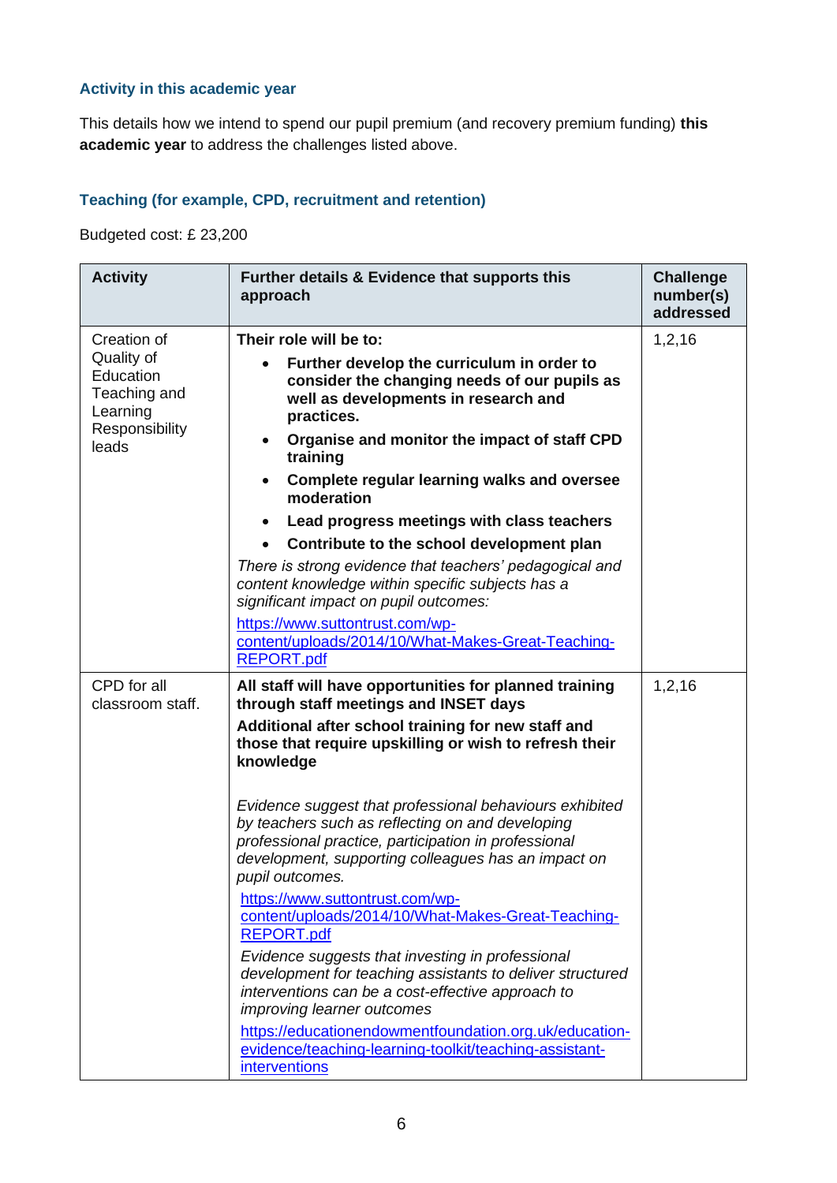### Activity in this academic year

This details how we intend to spend our pupil premium (and recovery premium funding) **this academic year** to address the challenges listed above.

### Teaching (for example, CPD, recruitment and retention)

Budgeted cost: £ 23,200

| Activity | Further details & Evidence that supports this approach | Challenge number(s) addressed |
|---|---|---|
| Creation of Quality of Education Teaching and Learning Responsibility leads | **Their role will be to:**<br>• **Further develop the curriculum in order to consider the changing needs of our pupils as well as developments in research and practices.**<br>• **Organise and monitor the impact of staff CPD training**<br>• **Complete regular learning walks and oversee moderation**<br>• **Lead progress meetings with class teachers**<br>• **Contribute to the school development plan**<br>*There is strong evidence that teachers' pedagogical and content knowledge within specific subjects has a significant impact on pupil outcomes:*<br>https://www.suttontrust.com/wp-content/uploads/2014/10/What-Makes-Great-Teaching-REPORT.pdf | 1,2,16 |
| CPD for all classroom staff. | **All staff will have opportunities for planned training through staff meetings and INSET days**<br>**Additional after school training for new staff and those that require upskilling or wish to refresh their knowledge**<br><br>*Evidence suggest that professional behaviours exhibited by teachers such as reflecting on and developing professional practice, participation in professional development, supporting colleagues has an impact on pupil outcomes.*<br>https://www.suttontrust.com/wp-content/uploads/2014/10/What-Makes-Great-Teaching-REPORT.pdf<br>*Evidence suggests that investing in professional development for teaching assistants to deliver structured interventions can be a cost-effective approach to improving learner outcomes*<br>https://educationendowmentfoundation.org.uk/education-evidence/teaching-learning-toolkit/teaching-assistant-interventions | 1,2,16 |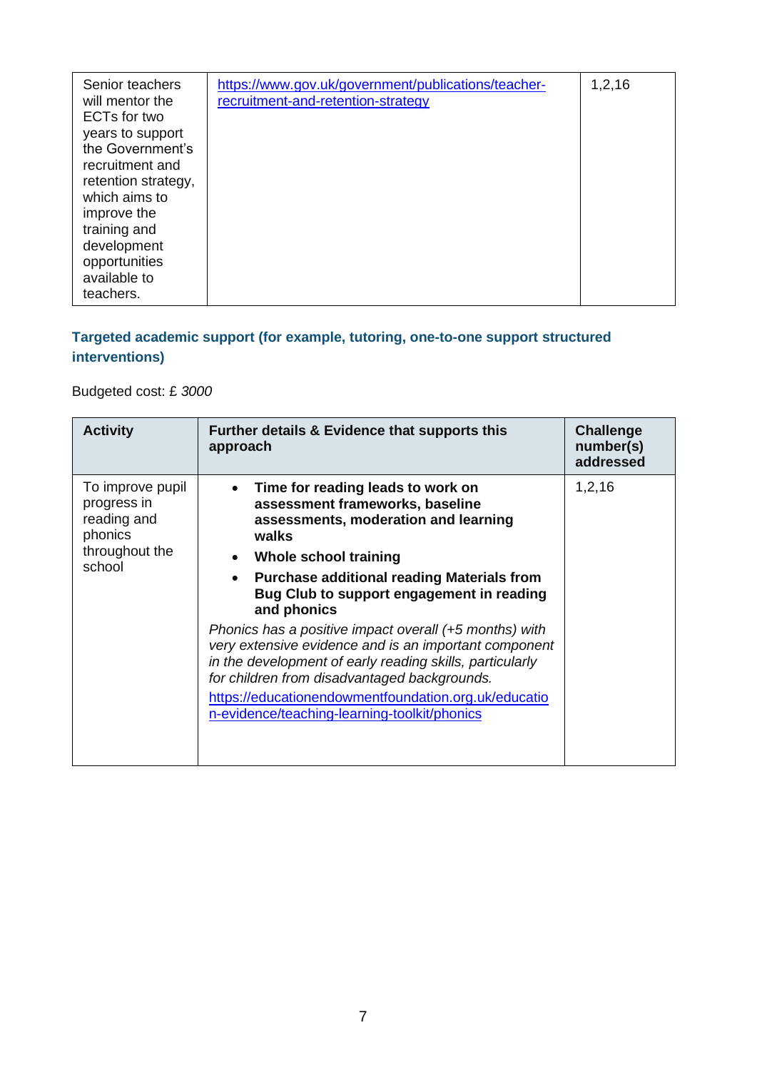| | | |
|---|---|---|
| Senior teachers will mentor the ECTs for two years to support the Government's recruitment and retention strategy, which aims to improve the training and development opportunities available to teachers. | [https://www.gov.uk/government/publications/teacher-recruitment-and-retention-strategy](https://www.gov.uk/government/publications/teacher-recruitment-and-retention-strategy) | 1,2,16 |

### Targeted academic support (for example, tutoring, one-to-one support structured interventions)

Budgeted cost: £ *3000*

| Activity | Further details & Evidence that supports this approach | Challenge number(s) addressed |
|---|---|---|
| To improve pupil progress in reading and phonics throughout the school | <ul><li>**Time for reading leads to work on assessment frameworks, baseline assessments, moderation and learning walks**</li><li>**Whole school training**</li><li>**Purchase additional reading Materials from Bug Club to support engagement in reading and phonics**</li></ul>*Phonics has a positive impact overall (+5 months) with very extensive evidence and is an important component in the development of early reading skills, particularly for children from disadvantaged backgrounds.* [https://educationendowmentfoundation.org.uk/education-evidence/teaching-learning-toolkit/phonics](https://educationendowmentfoundation.org.uk/education-evidence/teaching-learning-toolkit/phonics) | 1,2,16 |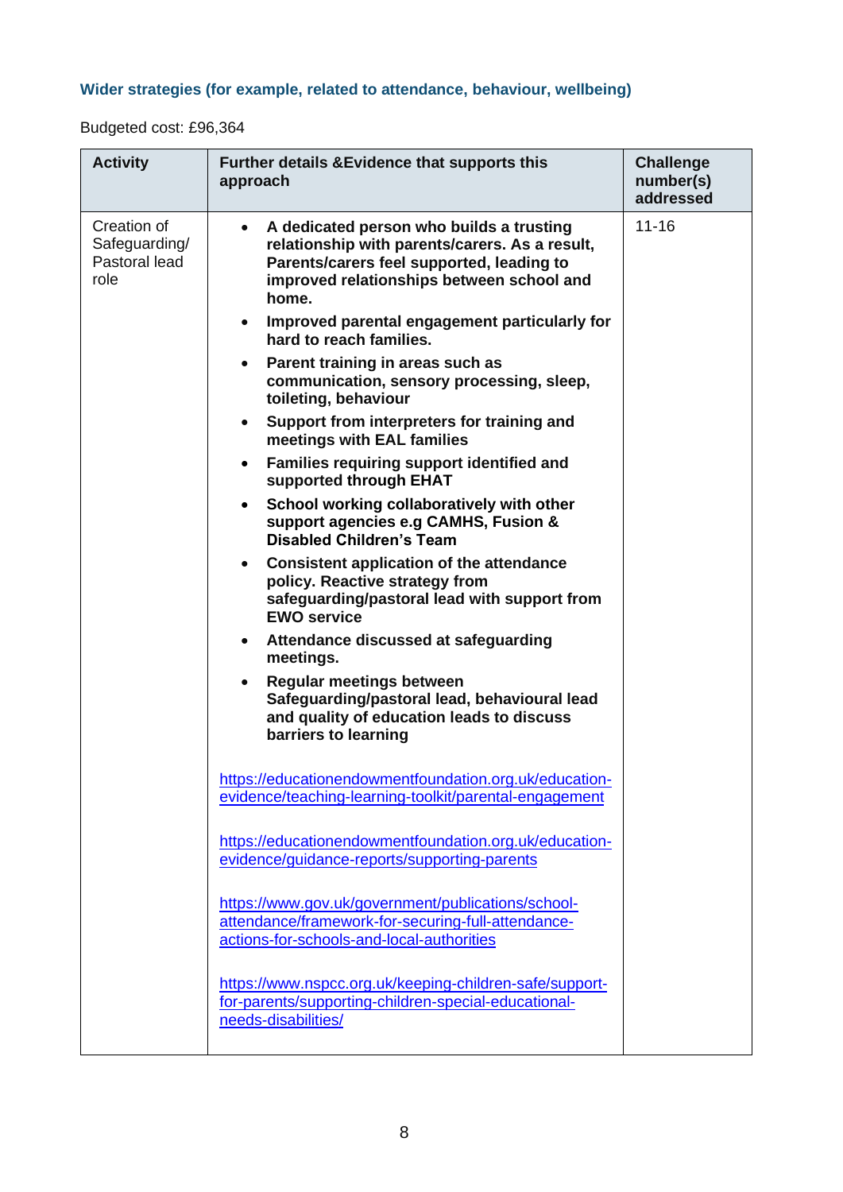### Wider strategies (for example, related to attendance, behaviour, wellbeing)

Budgeted cost: £96,364

| Activity | Further details &Evidence that supports this approach | Challenge number(s) addressed |
| --- | --- | --- |
| Creation of Safeguarding/ Pastoral lead role | <ul><li>**A dedicated person who builds a trusting relationship with parents/carers. As a result, Parents/carers feel supported, leading to improved relationships between school and home.**</li><li>**Improved parental engagement particularly for hard to reach families.**</li><li>**Parent training in areas such as communication, sensory processing, sleep, toileting, behaviour**</li><li>**Support from interpreters for training and meetings with EAL families**</li><li>**Families requiring support identified and supported through EHAT**</li><li>**School working collaboratively with other support agencies e.g CAMHS, Fusion & Disabled Children's Team**</li><li>**Consistent application of the attendance policy. Reactive strategy from safeguarding/pastoral lead with support from EWO service**</li><li>**Attendance discussed at safeguarding meetings.**</li><li>**Regular meetings between Safeguarding/pastoral lead, behavioural lead and quality of education leads to discuss barriers to learning**</li></ul><br>https://educationendowmentfoundation.org.uk/education-evidence/teaching-learning-toolkit/parental-engagement<br><br>https://educationendowmentfoundation.org.uk/education-evidence/guidance-reports/supporting-parents<br><br>https://www.gov.uk/government/publications/school-attendance/framework-for-securing-full-attendance-actions-for-schools-and-local-authorities<br><br>https://www.nspcc.org.uk/keeping-children-safe/support-for-parents/supporting-children-special-educational-needs-disabilities/ | 11-16 |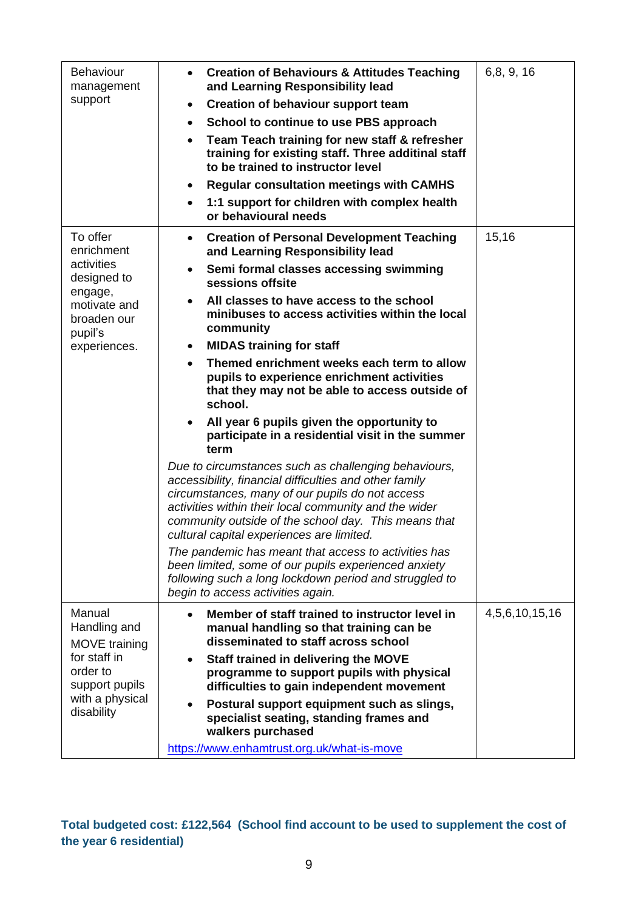| Behaviour management support | <ul><li>**Creation of Behaviours & Attitudes Teaching and Learning Responsibility lead**</li><li>**Creation of behaviour support team**</li><li>**School to continue to use PBS approach**</li><li>**Team Teach training for new staff & refresher training for existing staff. Three additinal staff to be trained to instructor level**</li><li>**Regular consultation meetings with CAMHS**</li><li>**1:1 support for children with complex health or behavioural needs**</li></ul> | 6,8, 9, 16 |
|---|---|---|
| To offer enrichment activities designed to engage, motivate and broaden our pupil's experiences. | <ul><li>**Creation of Personal Development Teaching and Learning Responsibility lead**</li><li>**Semi formal classes accessing swimming sessions offsite**</li><li>**All classes to have access to the school minibuses to access activities within the local community**</li><li>**MIDAS training for staff**</li><li>**Themed enrichment weeks each term to allow pupils to experience enrichment activities that they may not be able to access outside of school.**</li><li>**All year 6 pupils given the opportunity to participate in a residential visit in the summer term**</li></ul>*Due to circumstances such as challenging behaviours, accessibility, financial difficulties and other family circumstances, many of our pupils do not access activities within their local community and the wider community outside of the school day. This means that cultural capital experiences are limited.*<br><br>*The pandemic has meant that access to activities has been limited, some of our pupils experienced anxiety following such a long lockdown period and struggled to begin to access activities again.* | 15,16 |
| Manual Handling and MOVE training for staff in order to support pupils with a physical disability | <ul><li>**Member of staff trained to instructor level in manual handling so that training can be disseminated to staff across school**</li><li>**Staff trained in delivering the MOVE programme to support pupils with physical difficulties to gain independent movement**</li><li>**Postural support equipment such as slings, specialist seating, standing frames and walkers purchased**</li></ul>https://www.enhamtrust.org.uk/what-is-move | 4,5,6,10,15,16 |

**Total budgeted cost: £122,564 (School find account to be used to supplement the cost of the year 6 residential)**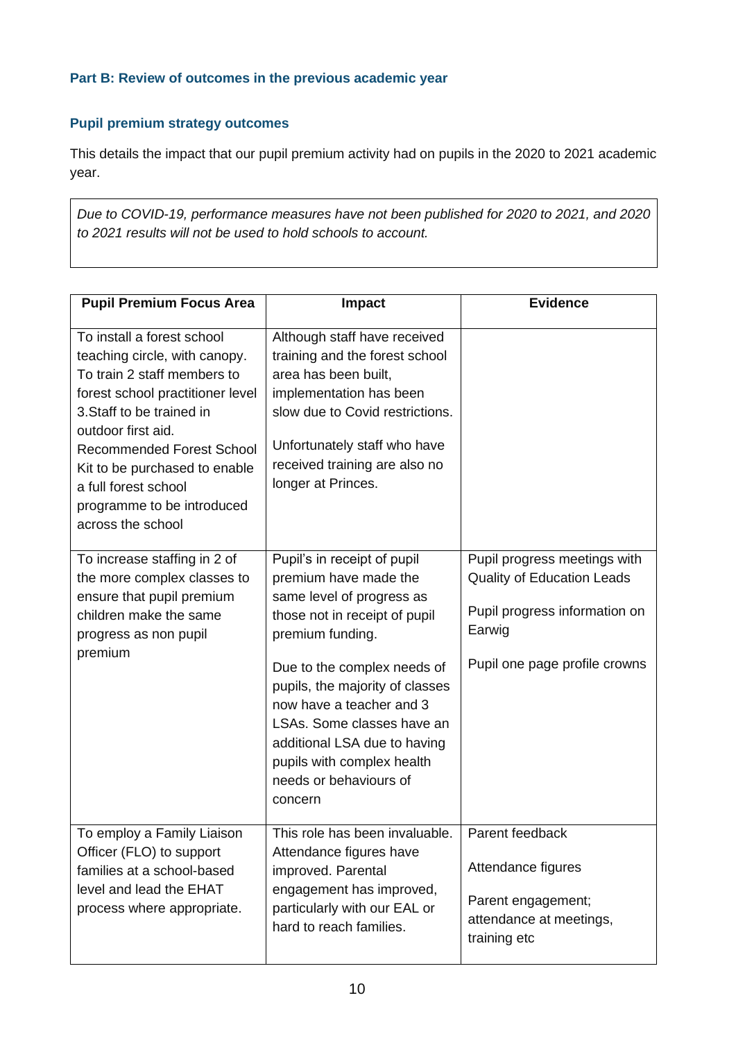### Part B: Review of outcomes in the previous academic year

### Pupil premium strategy outcomes

This details the impact that our pupil premium activity had on pupils in the 2020 to 2021 academic year.

*Due to COVID-19, performance measures have not been published for 2020 to 2021, and 2020 to 2021 results will not be used to hold schools to account.*

| Pupil Premium Focus Area | Impact | Evidence |
|---|---|---|
| To install a forest school teaching circle, with canopy. To train 2 staff members to forest school practitioner level 3.Staff to be trained in outdoor first aid. Recommended Forest School Kit to be purchased to enable a full forest school programme to be introduced across the school | Although staff have received training and the forest school area has been built, implementation has been slow due to Covid restrictions.<br><br>Unfortunately staff who have received training are also no longer at Princes. | |
| To increase staffing in 2 of the more complex classes to ensure that pupil premium children make the same progress as non pupil premium | Pupil's in receipt of pupil premium have made the same level of progress as those not in receipt of pupil premium funding.<br><br>Due to the complex needs of pupils, the majority of classes now have a teacher and 3 LSAs. Some classes have an additional LSA due to having pupils with complex health needs or behaviours of concern | Pupil progress meetings with Quality of Education Leads<br><br>Pupil progress information on Earwig<br><br>Pupil one page profile crowns |
| To employ a Family Liaison Officer (FLO) to support families at a school-based level and lead the EHAT process where appropriate. | This role has been invaluable. Attendance figures have improved. Parental engagement has improved, particularly with our EAL or hard to reach families. | Parent feedback<br><br>Attendance figures<br><br>Parent engagement; attendance at meetings, training etc |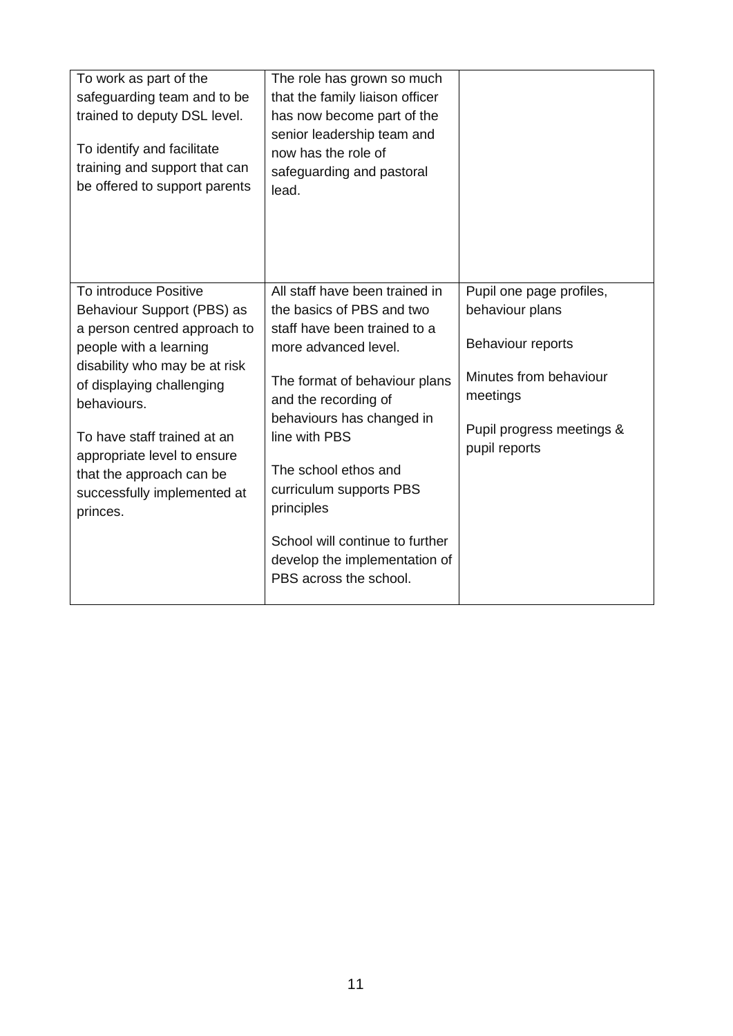| | | |
|---|---|---|
| To work as part of the safeguarding team and to be trained to deputy DSL level.<br><br>To identify and facilitate training and support that can be offered to support parents | The role has grown so much that the family liaison officer has now become part of the senior leadership team and now has the role of safeguarding and pastoral lead. | |
| To introduce Positive Behaviour Support (PBS) as a person centred approach to people with a learning disability who may be at risk of displaying challenging behaviours.<br><br>To have staff trained at an appropriate level to ensure that the approach can be successfully implemented at princes. | All staff have been trained in the basics of PBS and two staff have been trained to a more advanced level.<br><br>The format of behaviour plans and the recording of behaviours has changed in line with PBS<br><br>The school ethos and curriculum supports PBS principles<br><br>School will continue to further develop the implementation of PBS across the school. | Pupil one page profiles, behaviour plans<br><br>Behaviour reports<br><br>Minutes from behaviour meetings<br><br>Pupil progress meetings & pupil reports |